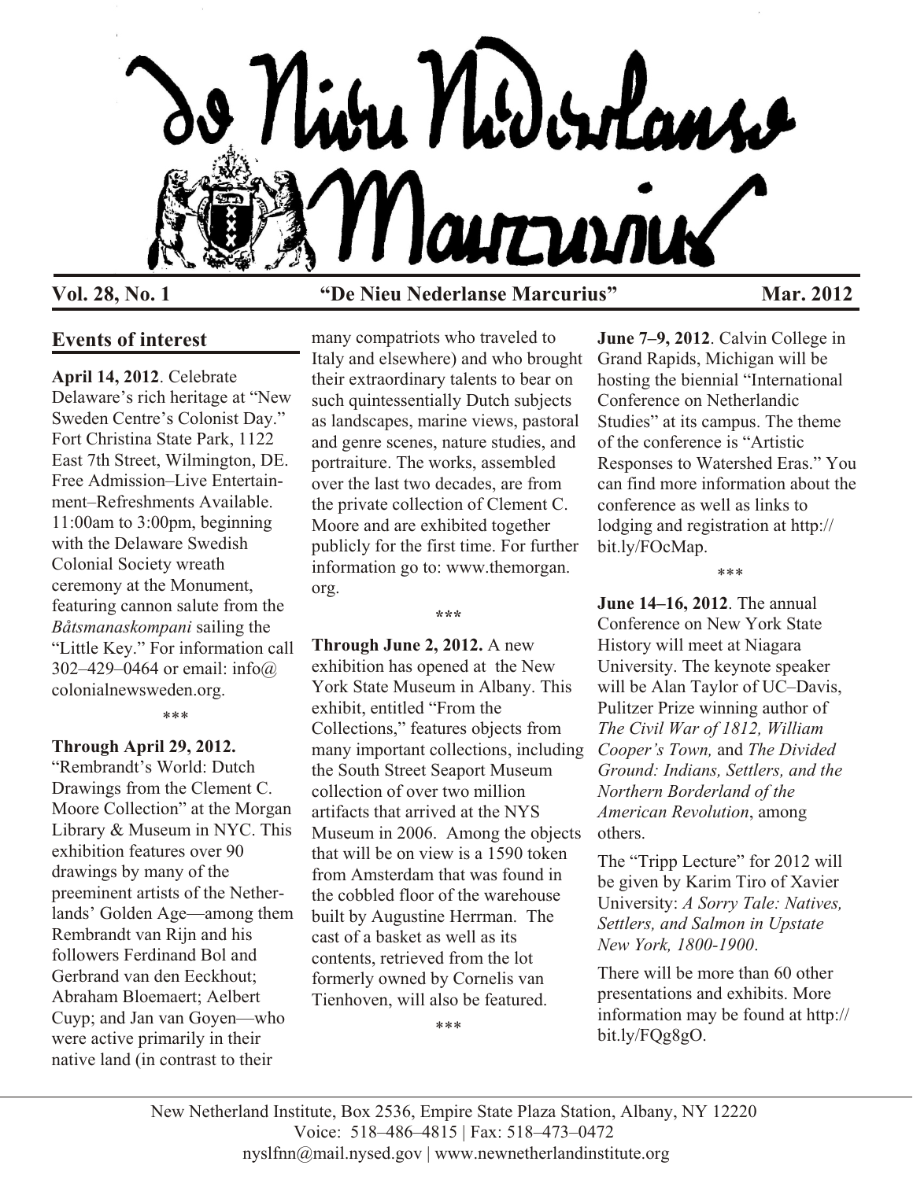# De Nieu Nederlanse Marcurius

**Vol. 28, No. 1** **"De Nieu Nederlanse Marcurius"** **Mar. 2012**

## Events of interest

**April 14, 2012**. Celebrate Delaware's rich heritage at "New Sweden Centre's Colonist Day." Fort Christina State Park, 1122 East 7th Street, Wilmington, DE. Free Admission–Live Entertainment–Refreshments Available. 11:00am to 3:00pm, beginning with the Delaware Swedish Colonial Society wreath ceremony at the Monument, featuring cannon salute from the *Båtsmanaskompani* sailing the "Little Key." For information call 302–429–0464 or email: info@colonialnewsweden.org.

\*\*\*

**Through April 29, 2012.** "Rembrandt's World: Dutch Drawings from the Clement C. Moore Collection" at the Morgan Library & Museum in NYC. This exhibition features over 90 drawings by many of the preeminent artists of the Netherlands' Golden Age—among them Rembrandt van Rijn and his followers Ferdinand Bol and Gerbrand van den Eeckhout; Abraham Bloemaert; Aelbert Cuyp; and Jan van Goyen—who were active primarily in their native land (in contrast to their many compatriots who traveled to Italy and elsewhere) and who brought their extraordinary talents to bear on such quintessentially Dutch subjects as landscapes, marine views, pastoral and genre scenes, nature studies, and portraiture. The works, assembled over the last two decades, are from the private collection of Clement C. Moore and are exhibited together publicly for the first time. For further information go to: www.themorgan.org.

\*\*\*

**Through June 2, 2012.** A new exhibition has opened at the New York State Museum in Albany. This exhibit, entitled "From the Collections," features objects from many important collections, including the South Street Seaport Museum collection of over two million artifacts that arrived at the NYS Museum in 2006. Among the objects that will be on view is a 1590 token from Amsterdam that was found in the cobbled floor of the warehouse built by Augustine Herrman. The cast of a basket as well as its contents, retrieved from the lot formerly owned by Cornelis van Tienhoven, will also be featured.

\*\*\*

**June 7–9, 2012**. Calvin College in Grand Rapids, Michigan will be hosting the biennial "International Conference on Netherlandic Studies" at its campus. The theme of the conference is "Artistic Responses to Watershed Eras." You can find more information about the conference as well as links to lodging and registration at http://bit.ly/FOcMap.

\*\*\*

**June 14–16, 2012**. The annual Conference on New York State History will meet at Niagara University. The keynote speaker will be Alan Taylor of UC–Davis, Pulitzer Prize winning author of *The Civil War of 1812, William Cooper's Town,* and *The Divided Ground: Indians, Settlers, and the Northern Borderland of the American Revolution*, among others.

The "Tripp Lecture" for 2012 will be given by Karim Tiro of Xavier University: *A Sorry Tale: Natives, Settlers, and Salmon in Upstate New York, 1800-1900*.

There will be more than 60 other presentations and exhibits. More information may be found at http://bit.ly/FQg8gO.

New Netherland Institute, Box 2536, Empire State Plaza Station, Albany, NY 12220
Voice: 518–486–4815 | Fax: 518–473–0472
nyslfnn@mail.nysed.gov | www.newnetherlandinstitute.org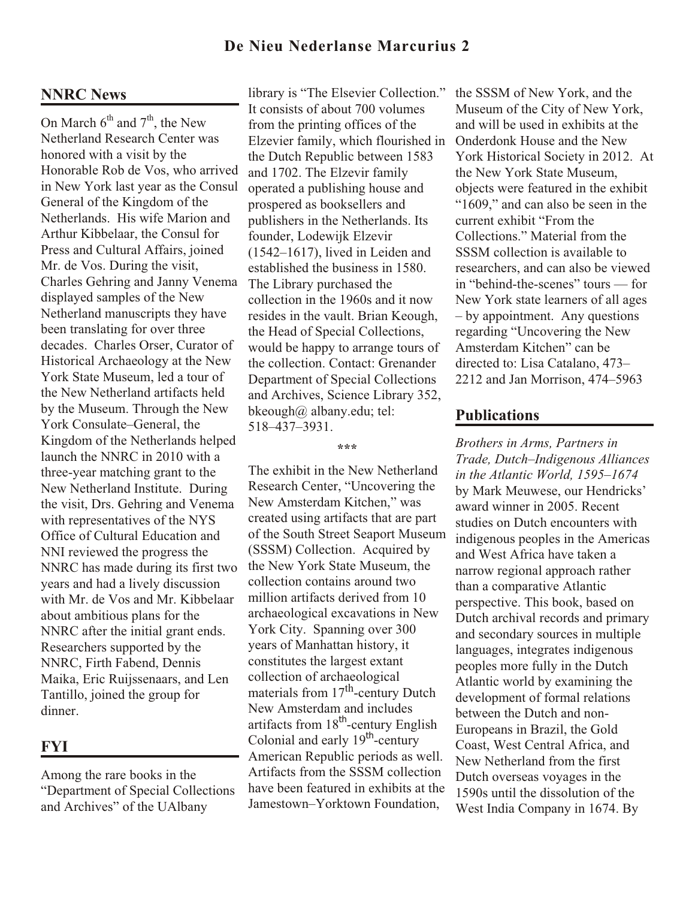## NNRC News

On March 6th and 7th, the New Netherland Research Center was honored with a visit by the Honorable Rob de Vos, who arrived in New York last year as the Consul General of the Kingdom of the Netherlands. His wife Marion and Arthur Kibbelaar, the Consul for Press and Cultural Affairs, joined Mr. de Vos. During the visit, Charles Gehring and Janny Venema displayed samples of the New Netherland manuscripts they have been translating for over three decades. Charles Orser, Curator of Historical Archaeology at the New York State Museum, led a tour of the New Netherland artifacts held by the Museum. Through the New York Consulate–General, the Kingdom of the Netherlands helped launch the NNRC in 2010 with a three-year matching grant to the New Netherland Institute. During the visit, Drs. Gehring and Venema with representatives of the NYS Office of Cultural Education and NNI reviewed the progress the NNRC has made during its first two years and had a lively discussion with Mr. de Vos and Mr. Kibbelaar about ambitious plans for the NNRC after the initial grant ends. Researchers supported by the NNRC, Firth Fabend, Dennis Maika, Eric Ruijssenaars, and Len Tantillo, joined the group for dinner.

## FYI

Among the rare books in the "Department of Special Collections and Archives" of the UAlbany library is "The Elsevier Collection." It consists of about 700 volumes from the printing offices of the Elzevier family, which flourished in the Dutch Republic between 1583 and 1702. The Elzevir family operated a publishing house and prospered as booksellers and publishers in the Netherlands. Its founder, Lodewijk Elzevir (1542–1617), lived in Leiden and established the business in 1580. The Library purchased the collection in the 1960s and it now resides in the vault. Brian Keough, the Head of Special Collections, would be happy to arrange tours of the collection. Contact: Grenander Department of Special Collections and Archives, Science Library 352, bkeough@ albany.edu; tel: 518–437–3931.

\*\*\*

The exhibit in the New Netherland Research Center, "Uncovering the New Amsterdam Kitchen," was created using artifacts that are part of the South Street Seaport Museum (SSSM) Collection. Acquired by the New York State Museum, the collection contains around two million artifacts derived from 10 archaeological excavations in New York City. Spanning over 300 years of Manhattan history, it constitutes the largest extant collection of archaeological materials from 17th-century Dutch New Amsterdam and includes artifacts from 18th-century English Colonial and early 19th-century American Republic periods as well. Artifacts from the SSSM collection have been featured in exhibits at the Jamestown–Yorktown Foundation, the SSSM of New York, and the Museum of the City of New York, and will be used in exhibits at the Onderdonk House and the New York Historical Society in 2012. At the New York State Museum, objects were featured in the exhibit "1609," and can also be seen in the current exhibit "From the Collections." Material from the SSSM collection is available to researchers, and can also be viewed in "behind-the-scenes" tours — for New York state learners of all ages – by appointment. Any questions regarding "Uncovering the New Amsterdam Kitchen" can be directed to: Lisa Catalano, 473–2212 and Jan Morrison, 474–5963

## Publications

*Brothers in Arms, Partners in Trade, Dutch–Indigenous Alliances in the Atlantic World, 1595–1674* by Mark Meuwese, our Hendricks' award winner in 2005. Recent studies on Dutch encounters with indigenous peoples in the Americas and West Africa have taken a narrow regional approach rather than a comparative Atlantic perspective. This book, based on Dutch archival records and primary and secondary sources in multiple languages, integrates indigenous peoples more fully in the Dutch Atlantic world by examining the development of formal relations between the Dutch and non-Europeans in Brazil, the Gold Coast, West Central Africa, and New Netherland from the first Dutch overseas voyages in the 1590s until the dissolution of the West India Company in 1674. By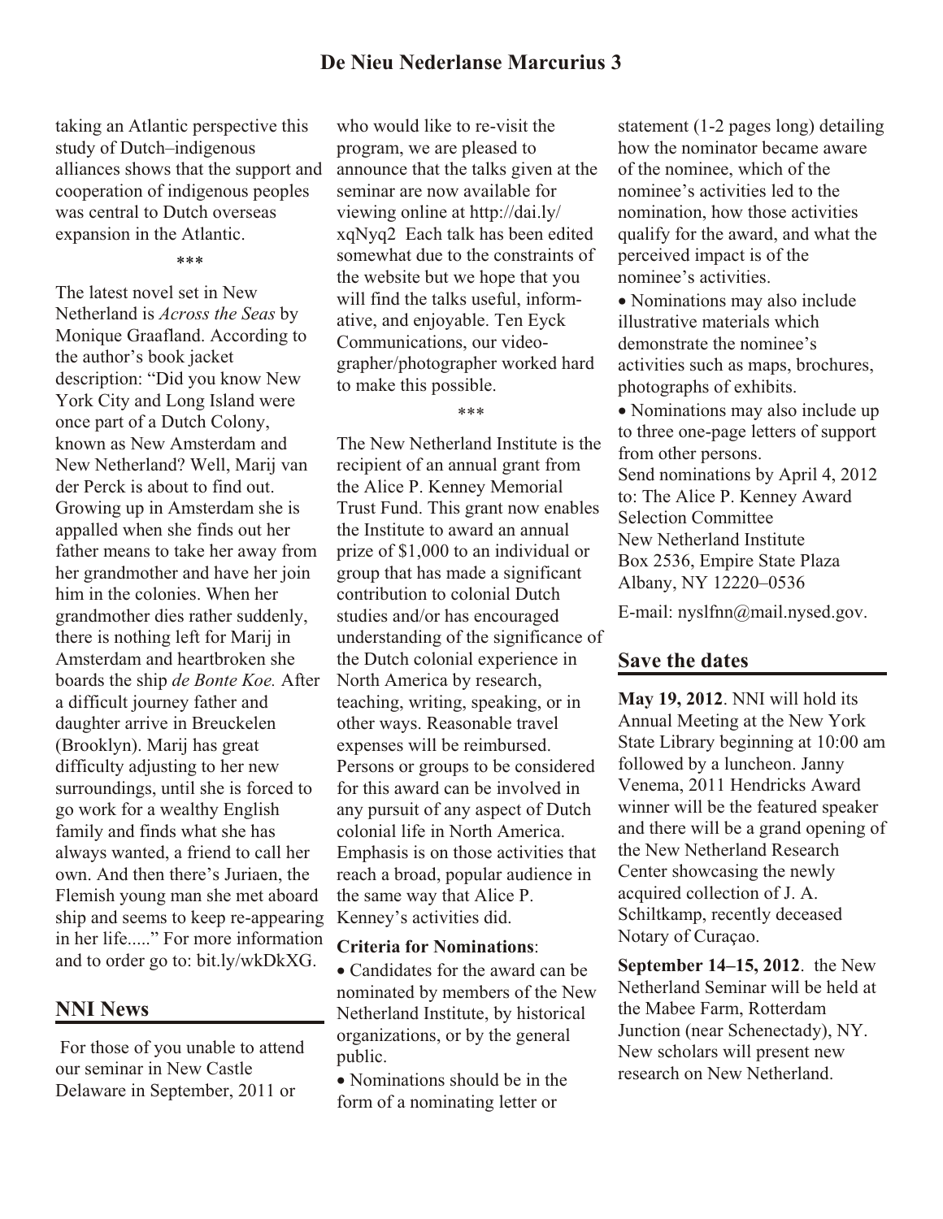taking an Atlantic perspective this study of Dutch–indigenous alliances shows that the support and cooperation of indigenous peoples was central to Dutch overseas expansion in the Atlantic.

***

The latest novel set in New Netherland is *Across the Seas* by Monique Graafland. According to the author's book jacket description: "Did you know New York City and Long Island were once part of a Dutch Colony, known as New Amsterdam and New Netherland? Well, Marij van der Perck is about to find out. Growing up in Amsterdam she is appalled when she finds out her father means to take her away from her grandmother and have her join him in the colonies. When her grandmother dies rather suddenly, there is nothing left for Marij in Amsterdam and heartbroken she boards the ship *de Bonte Koe.* After a difficult journey father and daughter arrive in Breuckelen (Brooklyn). Marij has great difficulty adjusting to her new surroundings, until she is forced to go work for a wealthy English family and finds what she has always wanted, a friend to call her own. And then there's Juriaen, the Flemish young man she met aboard ship and seems to keep re-appearing in her life....." For more information and to order go to: bit.ly/wkDkXG.

## NNI News

For those of you unable to attend our seminar in New Castle Delaware in September, 2011 or who would like to re-visit the program, we are pleased to announce that the talks given at the seminar are now available for viewing online at http://dai.ly/xqNyq2 Each talk has been edited somewhat due to the constraints of the website but we hope that you will find the talks useful, informative, and enjoyable. Ten Eyck Communications, our videographer/photographer worked hard to make this possible.

***

The New Netherland Institute is the recipient of an annual grant from the Alice P. Kenney Memorial Trust Fund. This grant now enables the Institute to award an annual prize of $1,000 to an individual or group that has made a significant contribution to colonial Dutch studies and/or has encouraged understanding of the significance of the Dutch colonial experience in North America by research, teaching, writing, speaking, or in other ways. Reasonable travel expenses will be reimbursed. Persons or groups to be considered for this award can be involved in any pursuit of any aspect of Dutch colonial life in North America. Emphasis is on those activities that reach a broad, popular audience in the same way that Alice P. Kenney's activities did.

**Criteria for Nominations**:

- Candidates for the award can be nominated by members of the New Netherland Institute, by historical organizations, or by the general public.
- Nominations should be in the form of a nominating letter or statement (1-2 pages long) detailing how the nominator became aware of the nominee, which of the nominee's activities led to the nomination, how those activities qualify for the award, and what the perceived impact is of the nominee's activities.
- Nominations may also include illustrative materials which demonstrate the nominee's activities such as maps, brochures, photographs of exhibits.
- Nominations may also include up to three one-page letters of support from other persons.

Send nominations by April 4, 2012 to: The Alice P. Kenney Award Selection Committee
New Netherland Institute
Box 2536, Empire State Plaza
Albany, NY 12220–0536

E-mail: nyslfnn@mail.nysed.gov.

## Save the dates

**May 19, 2012**. NNI will hold its Annual Meeting at the New York State Library beginning at 10:00 am followed by a luncheon. Janny Venema, 2011 Hendricks Award winner will be the featured speaker and there will be a grand opening of the New Netherland Research Center showcasing the newly acquired collection of J. A. Schiltkamp, recently deceased Notary of Curaçao.

**September 14–15, 2012**. the New Netherland Seminar will be held at the Mabee Farm, Rotterdam Junction (near Schenectady), NY. New scholars will present new research on New Netherland.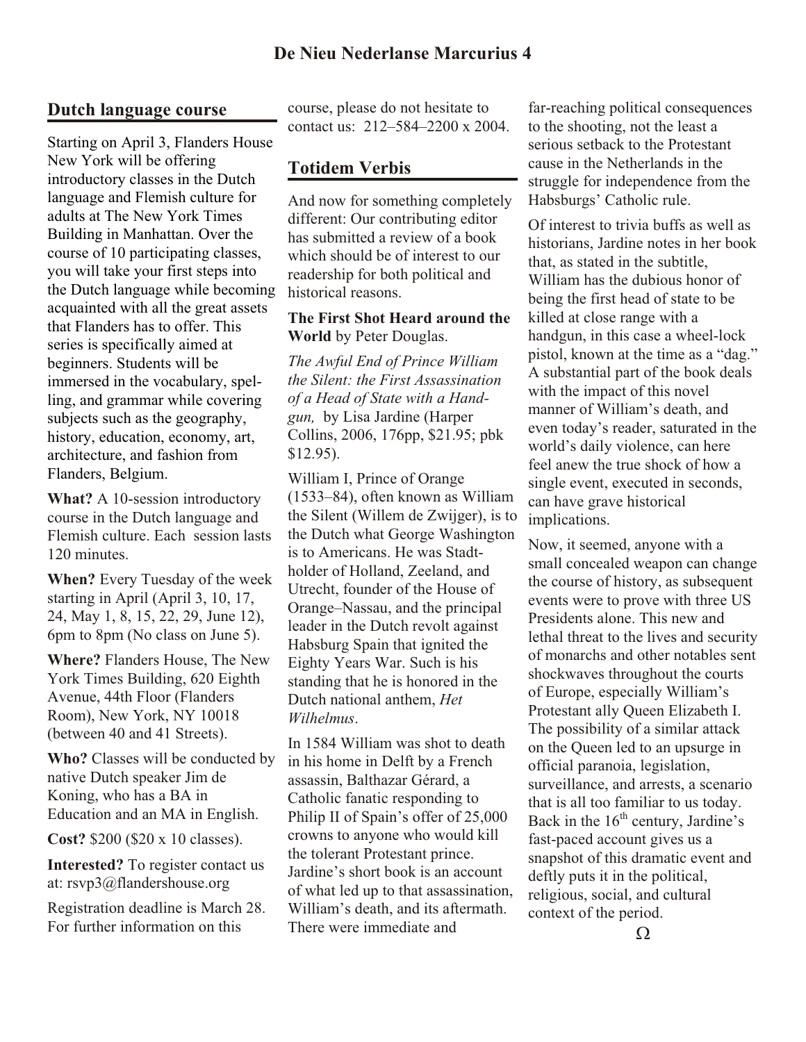## Dutch language course

Starting on April 3, Flanders House New York will be offering introductory classes in the Dutch language and Flemish culture for adults at The New York Times Building in Manhattan. Over the course of 10 participating classes, you will take your first steps into the Dutch language while becoming acquainted with all the great assets that Flanders has to offer. This series is specifically aimed at beginners. Students will be immersed in the vocabulary, spelling, and grammar while covering subjects such as the geography, history, education, economy, art, architecture, and fashion from Flanders, Belgium.

**What?** A 10-session introductory course in the Dutch language and Flemish culture. Each session lasts 120 minutes.

**When?** Every Tuesday of the week starting in April (April 3, 10, 17, 24, May 1, 8, 15, 22, 29, June 12), 6pm to 8pm (No class on June 5).

**Where?** Flanders House, The New York Times Building, 620 Eighth Avenue, 44th Floor (Flanders Room), New York, NY 10018 (between 40 and 41 Streets).

**Who?** Classes will be conducted by native Dutch speaker Jim de Koning, who has a BA in Education and an MA in English.

**Cost?** $200 ($20 x 10 classes).

**Interested?** To register contact us at: rsvp3@flandershouse.org

Registration deadline is March 28. For further information on this course, please do not hesitate to contact us: 212–584–2200 x 2004.

## Totidem Verbis

And now for something completely different: Our contributing editor has submitted a review of a book which should be of interest to our readership for both political and historical reasons.

**The First Shot Heard around the World** by Peter Douglas.

*The Awful End of Prince William the Silent: the First Assassination of a Head of State with a Handgun,* by Lisa Jardine (Harper Collins, 2006, 176pp, $21.95; pbk $12.95).

William I, Prince of Orange (1533–84), often known as William the Silent (Willem de Zwijger), is to the Dutch what George Washington is to Americans. He was Stadtholder of Holland, Zeeland, and Utrecht, founder of the House of Orange–Nassau, and the principal leader in the Dutch revolt against Habsburg Spain that ignited the Eighty Years War. Such is his standing that he is honored in the Dutch national anthem, *Het Wilhelmus*.

In 1584 William was shot to death in his home in Delft by a French assassin, Balthazar Gérard, a Catholic fanatic responding to Philip II of Spain's offer of 25,000 crowns to anyone who would kill the tolerant Protestant prince. Jardine's short book is an account of what led up to that assassination, William's death, and its aftermath. There were immediate and far-reaching political consequences to the shooting, not the least a serious setback to the Protestant cause in the Netherlands in the struggle for independence from the Habsburgs' Catholic rule.

Of interest to trivia buffs as well as historians, Jardine notes in her book that, as stated in the subtitle, William has the dubious honor of being the first head of state to be killed at close range with a handgun, in this case a wheel-lock pistol, known at the time as a "dag." A substantial part of the book deals with the impact of this novel manner of William's death, and even today's reader, saturated in the world's daily violence, can here feel anew the true shock of how a single event, executed in seconds, can have grave historical implications.

Now, it seemed, anyone with a small concealed weapon can change the course of history, as subsequent events were to prove with three US Presidents alone. This new and lethal threat to the lives and security of monarchs and other notables sent shockwaves throughout the courts of Europe, especially William's Protestant ally Queen Elizabeth I. The possibility of a similar attack on the Queen led to an upsurge in official paranoia, legislation, surveillance, and arrests, a scenario that is all too familiar to us today. Back in the 16th century, Jardine's fast-paced account gives us a snapshot of this dramatic event and deftly puts it in the political, religious, social, and cultural context of the period.

Ω